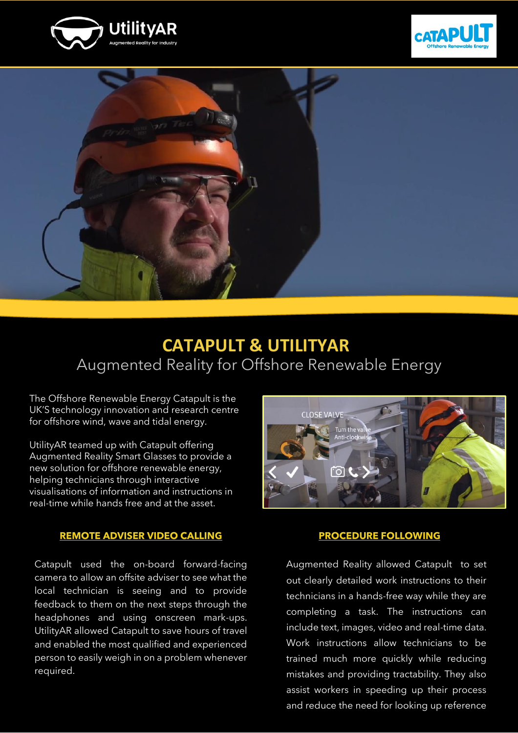# CATAPULT & UTILITYAR

## Augmented Reality for Offshore Renewable Energy

The Offshore Renewable Energy Catapult is the UK'S technology innovation and research centre for offshore wind, wave and tidal energy.

UtilityAR teamed up with Catapult offering Augmented Reality Smart Glasses to provide a new solution for offshore renewable energy, helping technicians through interactive visualisations of information and instructions in real-time while hands free and at the asset.

### REMOTE ADVISER VIDEO CALLING

Catapult used the on-board forward-facing camera to allow an offsite adviser to see what the local technician is seeing and to provide feedback to them on the next steps through the headphones and using onscreen mark-ups. UtilityAR allowed Catapult to save hours of travel and enabled the most qualified and experienced person to easily weigh in on a problem whenever required.

### PROCEDURE FOLLOWING

Augmented Reality allowed Catapult to set out clearly detailed work instructions to their technicians in a hands-free way while they are completing a task. The instructions can include text, images, video and real-time data. Work instructions allow technicians to be trained much more quickly while reducing mistakes and providing tractability. They also assist workers in speeding up their process and reduce the need for looking up reference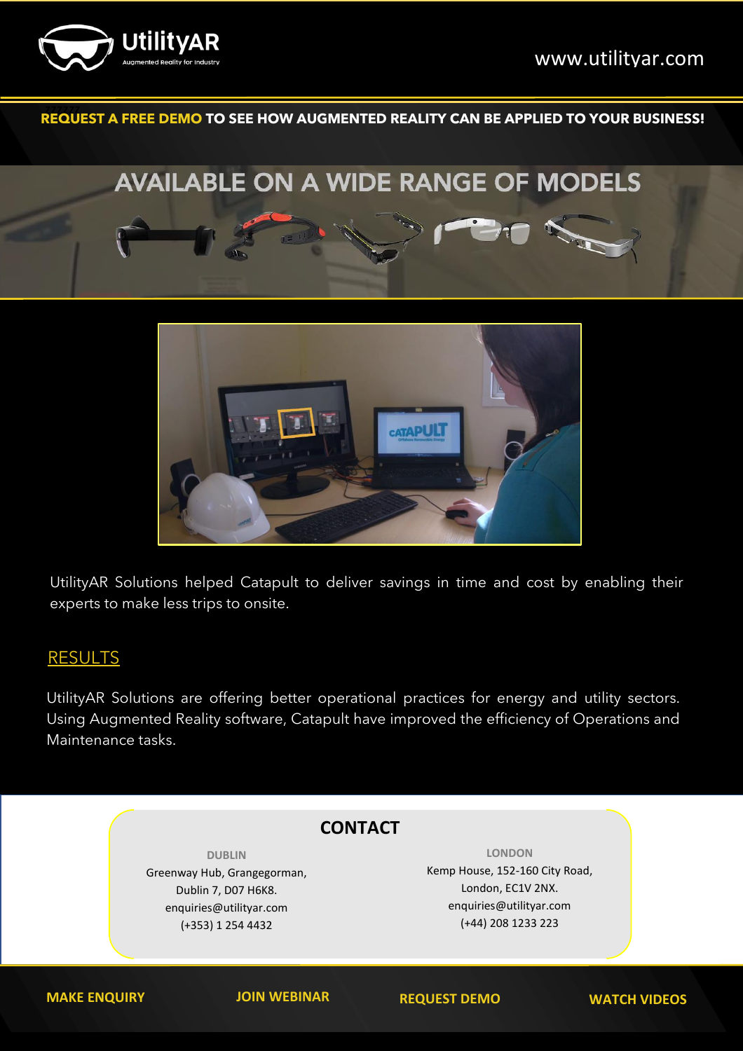UtilityAR

Augmented Reality for Industry

www.utilityar.com

**REQUEST A FREE DEMO TO SEE HOW AUGMENTED REALITY CAN BE APPLIED TO YOUR BUSINESS!**

## AVAILABLE ON A WIDE RANGE OF MODELS

UtilityAR Solutions helped Catapult to deliver savings in time and cost by enabling their experts to make less trips to onsite.

## RESULTS

UtilityAR Solutions are offering better operational practices for energy and utility sectors. Using Augmented Reality software, Catapult have improved the efficiency of Operations and Maintenance tasks.

## CONTACT

**DUBLIN**
Greenway Hub, Grangegorman,
Dublin 7, D07 H6K8.
enquiries@utilityar.com
(+353) 1 254 4432

**LONDON**
Kemp House, 152-160 City Road,
London, EC1V 2NX.
enquiries@utilityar.com
(+44) 208 1233 223

**MAKE ENQUIRY** | **JOIN WEBINAR** | **REQUEST DEMO** | **WATCH VIDEOS**